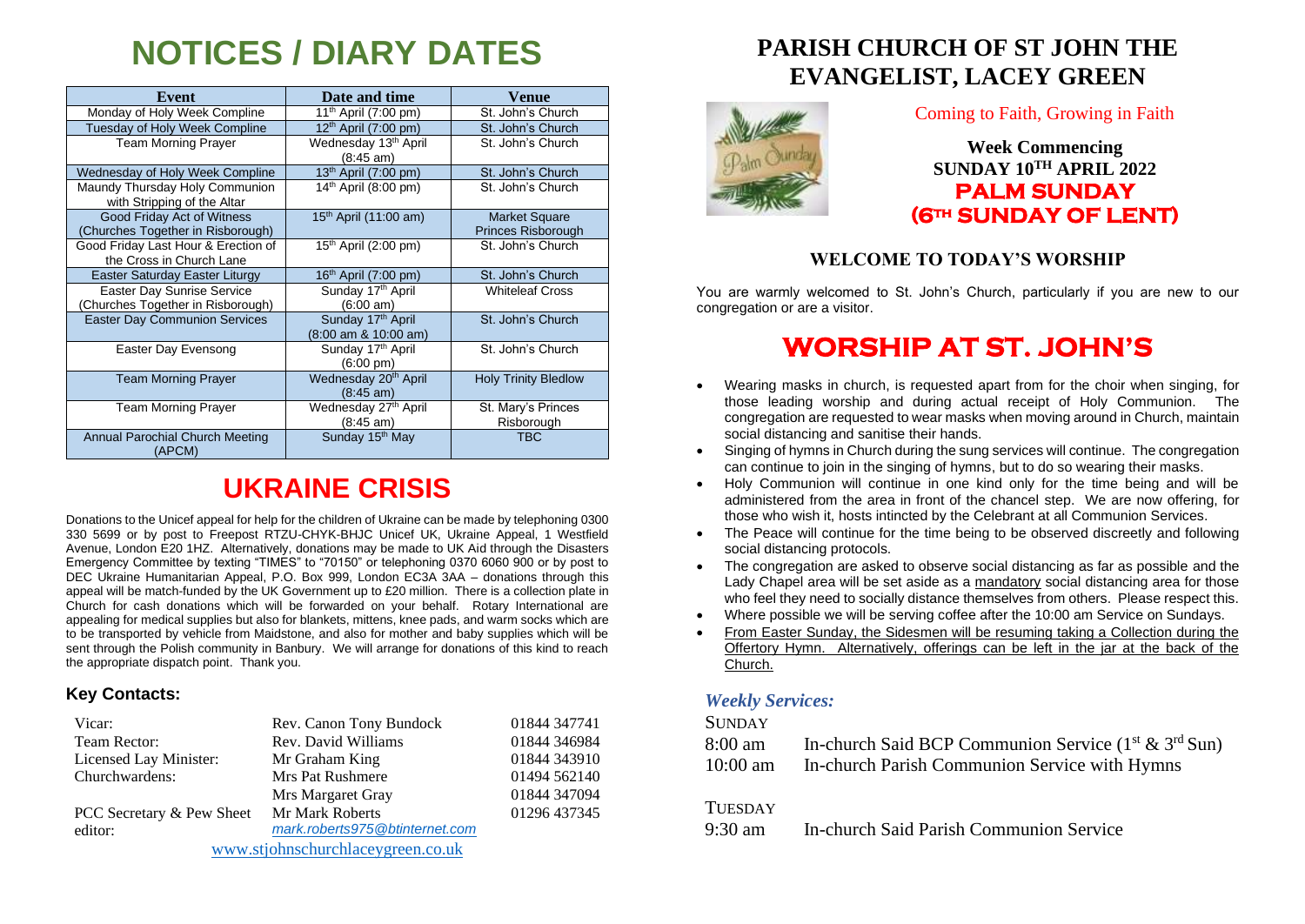# NOTICES / DIARY DATES

| Event | Date and time | Venue |
|---|---|---|
| Monday of Holy Week Compline | 11th April (7:00 pm) | St. John's Church |
| Tuesday of Holy Week Compline | 12th April (7:00 pm) | St. John's Church |
| Team Morning Prayer | Wednesday 13th April (8:45 am) | St. John's Church |
| Wednesday of Holy Week Compline | 13th April (7:00 pm) | St. John's Church |
| Maundy Thursday Holy Communion with Stripping of the Altar | 14th April (8:00 pm) | St. John's Church |
| Good Friday Act of Witness (Churches Together in Risborough) | 15th April (11:00 am) | Market Square Princes Risborough |
| Good Friday Last Hour & Erection of the Cross in Church Lane | 15th April (2:00 pm) | St. John's Church |
| Easter Saturday Easter Liturgy | 16th April (7:00 pm) | St. John's Church |
| Easter Day Sunrise Service (Churches Together in Risborough) | Sunday 17th April (6:00 am) | Whiteleaf Cross |
| Easter Day Communion Services | Sunday 17th April (8:00 am & 10:00 am) | St. John's Church |
| Easter Day Evensong | Sunday 17th April (6:00 pm) | St. John's Church |
| Team Morning Prayer | Wednesday 20th April (8:45 am) | Holy Trinity Bledlow |
| Team Morning Prayer | Wednesday 27th April (8:45 am) | St. Mary's Princes Risborough |
| Annual Parochial Church Meeting (APCM) | Sunday 15th May | TBC |

# UKRAINE CRISIS

Donations to the Unicef appeal for help for the children of Ukraine can be made by telephoning 0300 330 5699 or by post to Freepost RTZU-CHYK-BHJC Unicef UK, Ukraine Appeal, 1 Westfield Avenue, London E20 1HZ. Alternatively, donations may be made to UK Aid through the Disasters Emergency Committee by texting "TIMES" to "70150" or telephoning 0370 6060 900 or by post to DEC Ukraine Humanitarian Appeal, P.O. Box 999, London EC3A 3AA – donations through this appeal will be match-funded by the UK Government up to £20 million. There is a collection plate in Church for cash donations which will be forwarded on your behalf. Rotary International are appealing for medical supplies but also for blankets, mittens, knee pads, and warm socks which are to be transported by vehicle from Maidstone, and also for mother and baby supplies which will be sent through the Polish community in Banbury. We will arrange for donations of this kind to reach the appropriate dispatch point. Thank you.

## Key Contacts:

| | | |
|---|---|---|
| Vicar: | Rev. Canon Tony Bundock | 01844 347741 |
| Team Rector: | Rev. David Williams | 01844 346984 |
| Licensed Lay Minister: | Mr Graham King | 01844 343910 |
| Churchwardens: | Mrs Pat Rushmere | 01494 562140 |
| | Mrs Margaret Gray | 01844 347094 |
| PCC Secretary & Pew Sheet editor: | Mr Mark Roberts *mark.roberts975@btinternet.com* | 01296 437345 |

www.stjohnschurchlaceygreen.co.uk

# PARISH CHURCH OF ST JOHN THE EVANGELIST, LACEY GREEN

Coming to Faith, Growing in Faith

**Week Commencing SUNDAY 10TH APRIL 2022**

**PALM SUNDAY (6TH SUNDAY OF LENT)**

### WELCOME TO TODAY'S WORSHIP

You are warmly welcomed to St. John's Church, particularly if you are new to our congregation or are a visitor.

# WORSHIP AT ST. JOHN'S

- Wearing masks in church, is requested apart from for the choir when singing, for those leading worship and during actual receipt of Holy Communion. The congregation are requested to wear masks when moving around in Church, maintain social distancing and sanitise their hands.
- Singing of hymns in Church during the sung services will continue. The congregation can continue to join in the singing of hymns, but to do so wearing their masks.
- Holy Communion will continue in one kind only for the time being and will be administered from the area in front of the chancel step. We are now offering, for those who wish it, hosts intincted by the Celebrant at all Communion Services.
- The Peace will continue for the time being to be observed discreetly and following social distancing protocols.
- The congregation are asked to observe social distancing as far as possible and the Lady Chapel area will be set aside as a mandatory social distancing area for those who feel they need to socially distance themselves from others. Please respect this.
- Where possible we will be serving coffee after the 10:00 am Service on Sundays.
- From Easter Sunday, the Sidesmen will be resuming taking a Collection during the Offertory Hymn. Alternatively, offerings can be left in the jar at the back of the Church.

### *Weekly Services:*

SUNDAY

8:00 am — In-church Said BCP Communion Service (1st & 3rd Sun)

10:00 am — In-church Parish Communion Service with Hymns

TUESDAY

9:30 am — In-church Said Parish Communion Service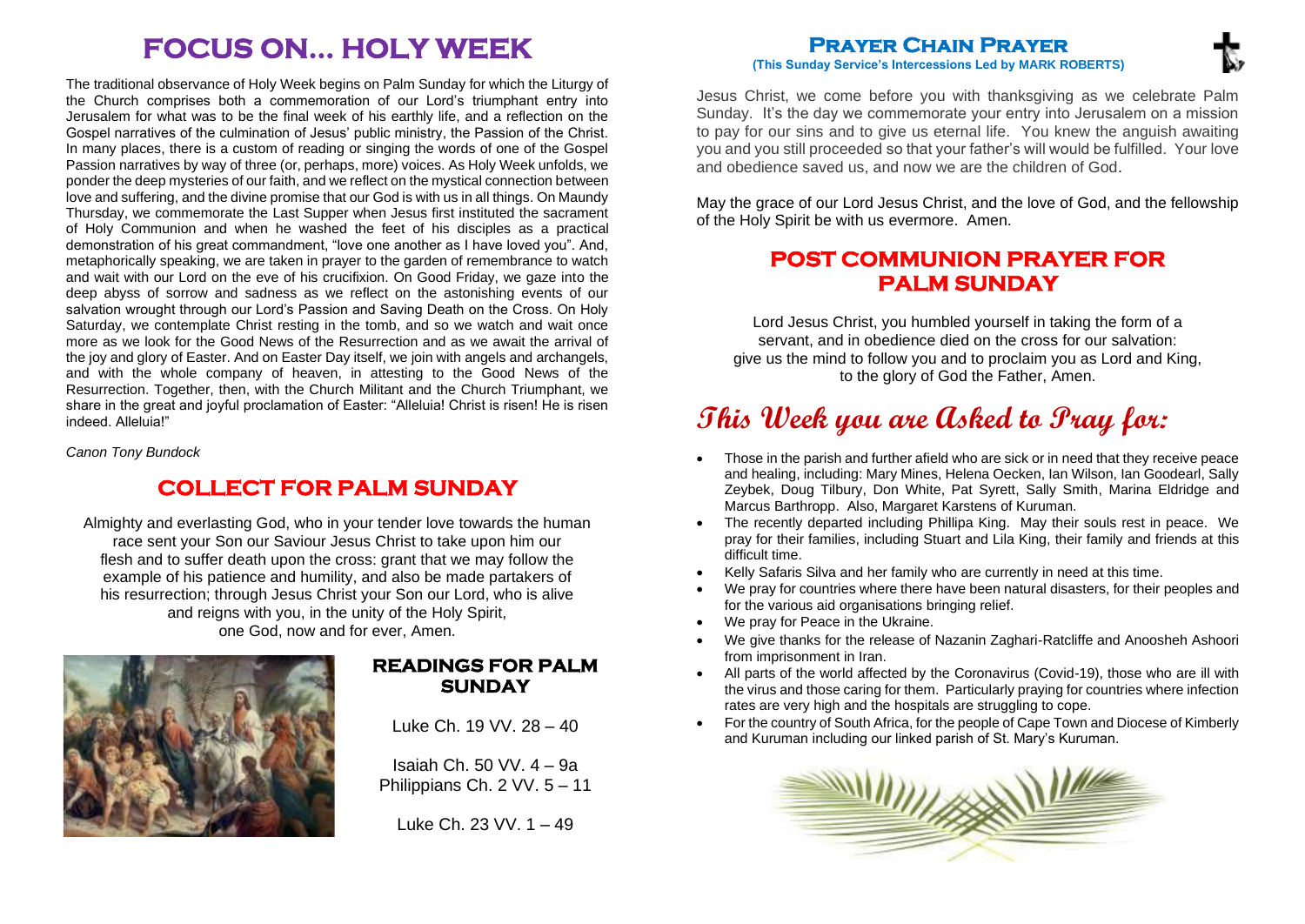# FOCUS ON... HOLY WEEK

The traditional observance of Holy Week begins on Palm Sunday for which the Liturgy of the Church comprises both a commemoration of our Lord's triumphant entry into Jerusalem for what was to be the final week of his earthly life, and a reflection on the Gospel narratives of the culmination of Jesus' public ministry, the Passion of the Christ. In many places, there is a custom of reading or singing the words of one of the Gospel Passion narratives by way of three (or, perhaps, more) voices. As Holy Week unfolds, we ponder the deep mysteries of our faith, and we reflect on the mystical connection between love and suffering, and the divine promise that our God is with us in all things. On Maundy Thursday, we commemorate the Last Supper when Jesus first instituted the sacrament of Holy Communion and when he washed the feet of his disciples as a practical demonstration of his great commandment, "love one another as I have loved you". And, metaphorically speaking, we are taken in prayer to the garden of remembrance to watch and wait with our Lord on the eve of his crucifixion. On Good Friday, we gaze into the deep abyss of sorrow and sadness as we reflect on the astonishing events of our salvation wrought through our Lord's Passion and Saving Death on the Cross. On Holy Saturday, we contemplate Christ resting in the tomb, and so we watch and wait once more as we look for the Good News of the Resurrection and as we await the arrival of the joy and glory of Easter. And on Easter Day itself, we join with angels and archangels, and with the whole company of heaven, in attesting to the Good News of the Resurrection. Together, then, with the Church Militant and the Church Triumphant, we share in the great and joyful proclamation of Easter: "Alleluia! Christ is risen! He is risen indeed. Alleluia!"

*Canon Tony Bundock*

## COLLECT FOR PALM SUNDAY

Almighty and everlasting God, who in your tender love towards the human race sent your Son our Saviour Jesus Christ to take upon him our flesh and to suffer death upon the cross: grant that we may follow the example of his patience and humility, and also be made partakers of his resurrection; through Jesus Christ your Son our Lord, who is alive and reigns with you, in the unity of the Holy Spirit, one God, now and for ever, Amen.

### READINGS FOR PALM SUNDAY

Luke Ch. 19 VV. 28 – 40

Isaiah Ch. 50 VV. 4 – 9a
Philippians Ch. 2 VV. 5 – 11

Luke Ch. 23 VV. 1 – 49

## PRAYER CHAIN PRAYER

**(This Sunday Service's Intercessions Led by MARK ROBERTS)**

Jesus Christ, we come before you with thanksgiving as we celebrate Palm Sunday. It's the day we commemorate your entry into Jerusalem on a mission to pay for our sins and to give us eternal life. You knew the anguish awaiting you and you still proceeded so that your father's will would be fulfilled. Your love and obedience saved us, and now we are the children of God.

May the grace of our Lord Jesus Christ, and the love of God, and the fellowship of the Holy Spirit be with us evermore. Amen.

## POST COMMUNION PRAYER FOR PALM SUNDAY

Lord Jesus Christ, you humbled yourself in taking the form of a servant, and in obedience died on the cross for our salvation: give us the mind to follow you and to proclaim you as Lord and King, to the glory of God the Father, Amen.

# This Week you are Asked to Pray for:

- Those in the parish and further afield who are sick or in need that they receive peace and healing, including: Mary Mines, Helena Oecken, Ian Wilson, Ian Goodearl, Sally Zeybek, Doug Tilbury, Don White, Pat Syrett, Sally Smith, Marina Eldridge and Marcus Barthropp. Also, Margaret Karstens of Kuruman.
- The recently departed including Phillipa King. May their souls rest in peace. We pray for their families, including Stuart and Lila King, their family and friends at this difficult time.
- Kelly Safaris Silva and her family who are currently in need at this time.
- We pray for countries where there have been natural disasters, for their peoples and for the various aid organisations bringing relief.
- We pray for Peace in the Ukraine.
- We give thanks for the release of Nazanin Zaghari-Ratcliffe and Anoosheh Ashoori from imprisonment in Iran.
- All parts of the world affected by the Coronavirus (Covid-19), those who are ill with the virus and those caring for them. Particularly praying for countries where infection rates are very high and the hospitals are struggling to cope.
- For the country of South Africa, for the people of Cape Town and Diocese of Kimberly and Kuruman including our linked parish of St. Mary's Kuruman.